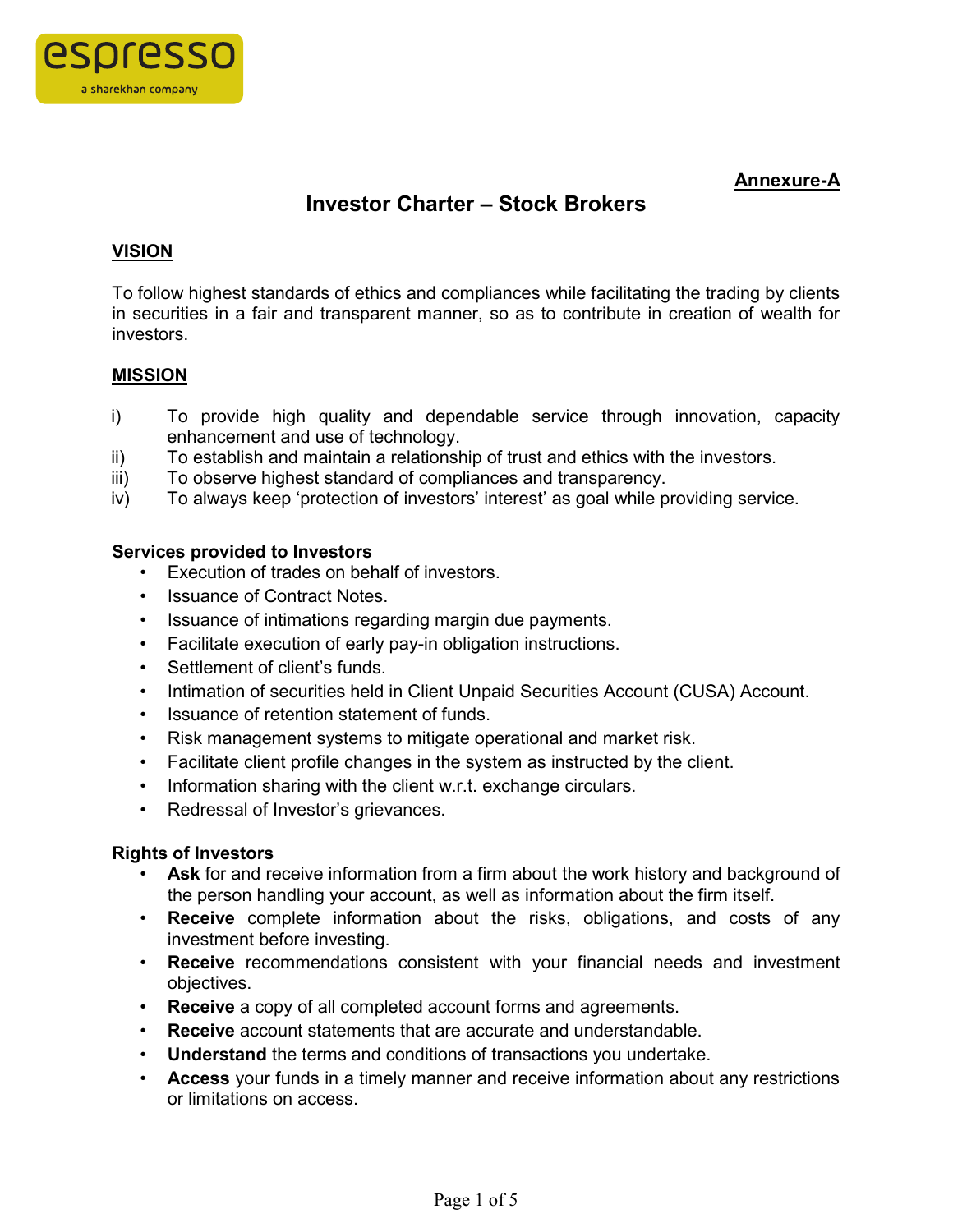**Annexure-A**

# Investor Charter – Stock Brokers

## VISION

To follow highest standards of ethics and compliances while facilitating the trading by clients in securities in a fair and transparent manner, so as to contribute in creation of wealth for investors.

## MISSION

i) To provide high quality and dependable service through innovation, capacity enhancement and use of technology.
ii) To establish and maintain a relationship of trust and ethics with the investors.
iii) To observe highest standard of compliances and transparency.
iv) To always keep 'protection of investors' interest' as goal while providing service.

### Services provided to Investors

- Execution of trades on behalf of investors.
- Issuance of Contract Notes.
- Issuance of intimations regarding margin due payments.
- Facilitate execution of early pay-in obligation instructions.
- Settlement of client's funds.
- Intimation of securities held in Client Unpaid Securities Account (CUSA) Account.
- Issuance of retention statement of funds.
- Risk management systems to mitigate operational and market risk.
- Facilitate client profile changes in the system as instructed by the client.
- Information sharing with the client w.r.t. exchange circulars.
- Redressal of Investor's grievances.

### Rights of Investors

- **Ask** for and receive information from a firm about the work history and background of the person handling your account, as well as information about the firm itself.
- **Receive** complete information about the risks, obligations, and costs of any investment before investing.
- **Receive** recommendations consistent with your financial needs and investment objectives.
- **Receive** a copy of all completed account forms and agreements.
- **Receive** account statements that are accurate and understandable.
- **Understand** the terms and conditions of transactions you undertake.
- **Access** your funds in a timely manner and receive information about any restrictions or limitations on access.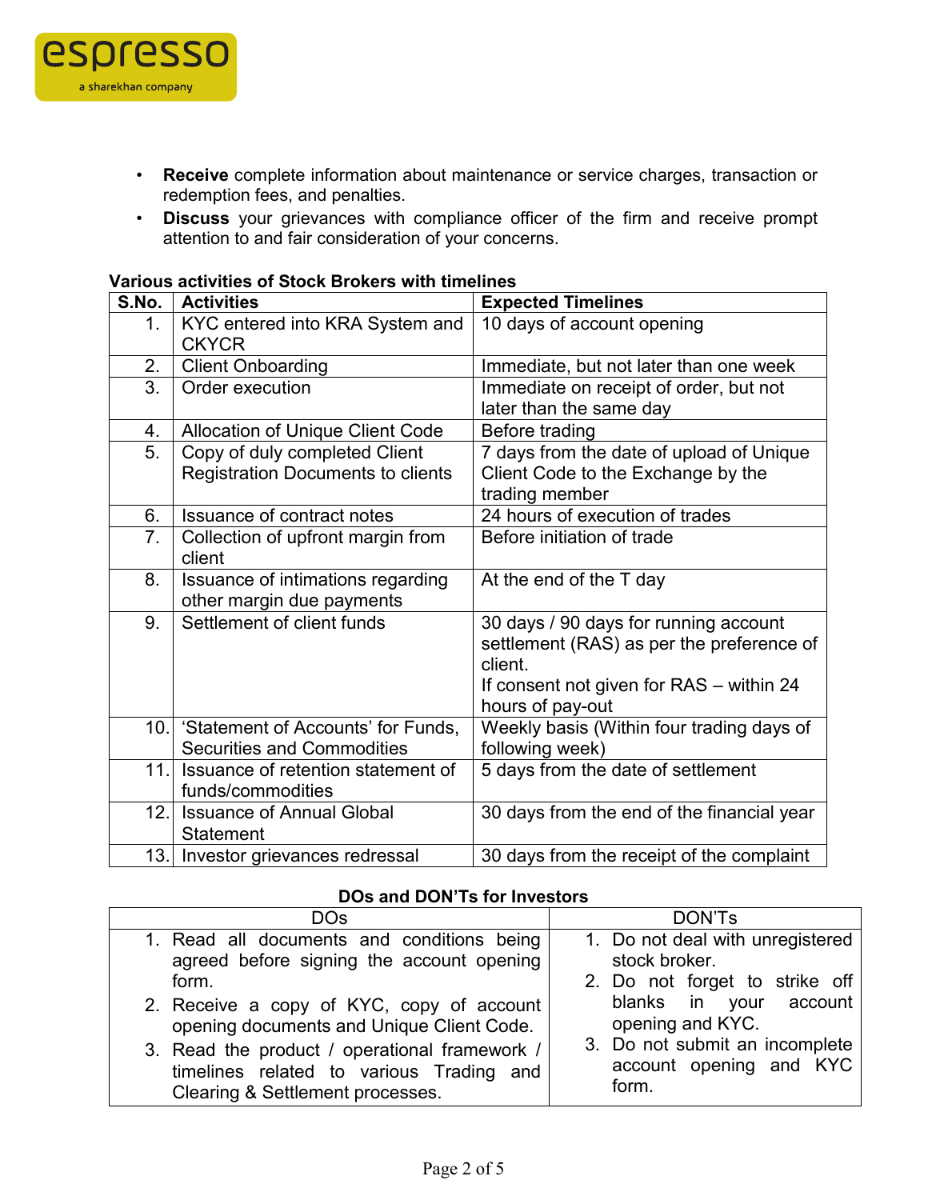- **Receive** complete information about maintenance or service charges, transaction or redemption fees, and penalties.
- **Discuss** your grievances with compliance officer of the firm and receive prompt attention to and fair consideration of your concerns.

**Various activities of Stock Brokers with timelines**

| S.No. | Activities | Expected Timelines |
|---|---|---|
| 1. | KYC entered into KRA System and CKYCR | 10 days of account opening |
| 2. | Client Onboarding | Immediate, but not later than one week |
| 3. | Order execution | Immediate on receipt of order, but not later than the same day |
| 4. | Allocation of Unique Client Code | Before trading |
| 5. | Copy of duly completed Client Registration Documents to clients | 7 days from the date of upload of Unique Client Code to the Exchange by the trading member |
| 6. | Issuance of contract notes | 24 hours of execution of trades |
| 7. | Collection of upfront margin from client | Before initiation of trade |
| 8. | Issuance of intimations regarding other margin due payments | At the end of the T day |
| 9. | Settlement of client funds | 30 days / 90 days for running account settlement (RAS) as per the preference of client.<br>If consent not given for RAS – within 24 hours of pay-out |
| 10. | 'Statement of Accounts' for Funds, Securities and Commodities | Weekly basis (Within four trading days of following week) |
| 11. | Issuance of retention statement of funds/commodities | 5 days from the date of settlement |
| 12. | Issuance of Annual Global Statement | 30 days from the end of the financial year |
| 13. | Investor grievances redressal | 30 days from the receipt of the complaint |

**DOs and DON'Ts for Investors**

| DOs | DON'Ts |
|---|---|
| 1. Read all documents and conditions being agreed before signing the account opening form.<br>2. Receive a copy of KYC, copy of account opening documents and Unique Client Code.<br>3. Read the product / operational framework / timelines related to various Trading and Clearing & Settlement processes. | 1. Do not deal with unregistered stock broker.<br>2. Do not forget to strike off blanks in your account opening and KYC.<br>3. Do not submit an incomplete account opening and KYC form. |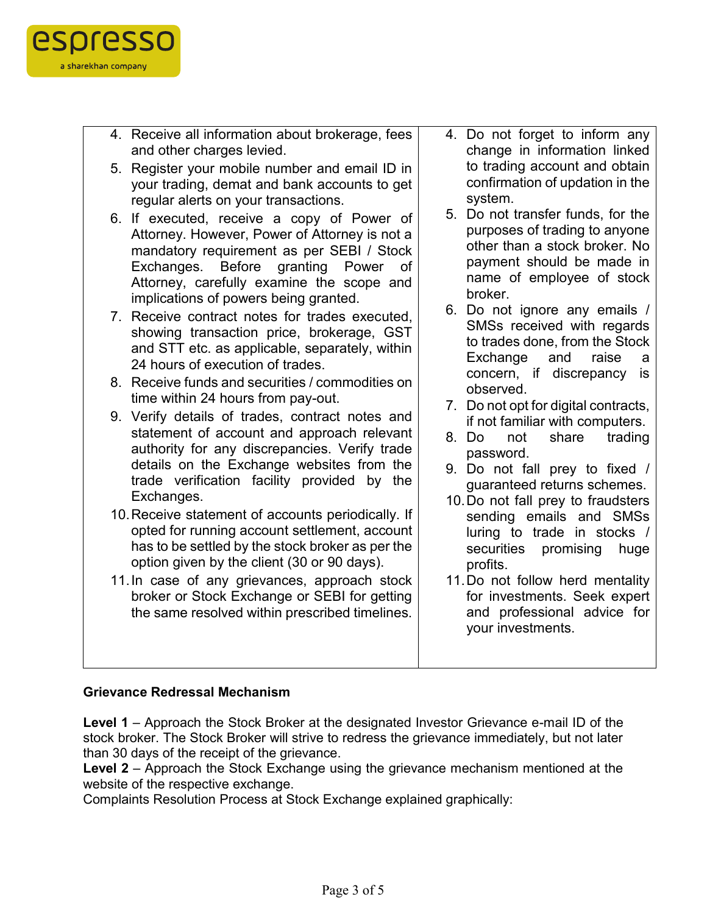| | |
|---|---|
| 4. Receive all information about brokerage, fees and other charges levied.<br>5. Register your mobile number and email ID in your trading, demat and bank accounts to get regular alerts on your transactions.<br>6. If executed, receive a copy of Power of Attorney. However, Power of Attorney is not a mandatory requirement as per SEBI / Stock Exchanges. Before granting Power of Attorney, carefully examine the scope and implications of powers being granted.<br>7. Receive contract notes for trades executed, showing transaction price, brokerage, GST and STT etc. as applicable, separately, within 24 hours of execution of trades.<br>8. Receive funds and securities / commodities on time within 24 hours from pay-out.<br>9. Verify details of trades, contract notes and statement of account and approach relevant authority for any discrepancies. Verify trade details on the Exchange websites from the trade verification facility provided by the Exchanges.<br>10. Receive statement of accounts periodically. If opted for running account settlement, account has to be settled by the stock broker as per the option given by the client (30 or 90 days).<br>11. In case of any grievances, approach stock broker or Stock Exchange or SEBI for getting the same resolved within prescribed timelines. | 4. Do not forget to inform any change in information linked to trading account and obtain confirmation of updation in the system.<br>5. Do not transfer funds, for the purposes of trading to anyone other than a stock broker. No payment should be made in name of employee of stock broker.<br>6. Do not ignore any emails / SMSs received with regards to trades done, from the Stock Exchange and raise a concern, if discrepancy is observed.<br>7. Do not opt for digital contracts, if not familiar with computers.<br>8. Do not share trading password.<br>9. Do not fall prey to fixed / guaranteed returns schemes.<br>10. Do not fall prey to fraudsters sending emails and SMSs luring to trade in stocks / securities promising huge profits.<br>11. Do not follow herd mentality for investments. Seek expert and professional advice for your investments. |

**Grievance Redressal Mechanism**

**Level 1** – Approach the Stock Broker at the designated Investor Grievance e-mail ID of the stock broker. The Stock Broker will strive to redress the grievance immediately, but not later than 30 days of the receipt of the grievance.

**Level 2** – Approach the Stock Exchange using the grievance mechanism mentioned at the website of the respective exchange.

Complaints Resolution Process at Stock Exchange explained graphically: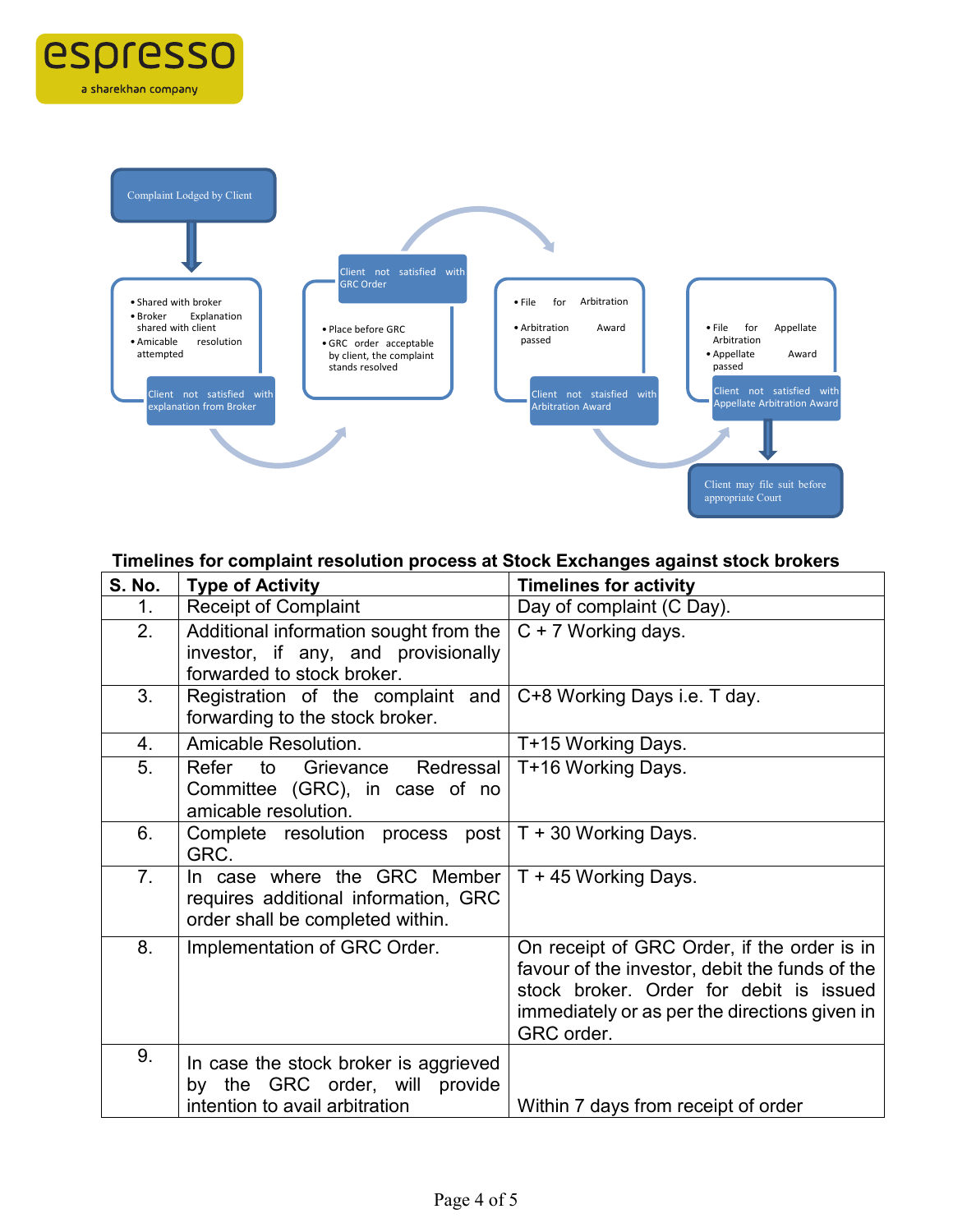Complaint Lodged by Client

- Shared with broker
- Broker Explanation shared with client
- Amicable resolution attempted

Client not satisfied with explanation from Broker

Client not satisfied with GRC Order

- Place before GRC
- GRC order acceptable by client, the complaint stands resolved

- File for Arbitration
- Arbitration Award passed

Client not staisfied with Arbitration Award

- File for Appellate Arbitration
- Appellate Award passed

Client not satisfied with Appellate Arbitration Award

Client may file suit before appropriate Court

**Timelines for complaint resolution process at Stock Exchanges against stock brokers**

| S. No. | Type of Activity | Timelines for activity |
|---|---|---|
| 1. | Receipt of Complaint | Day of complaint (C Day). |
| 2. | Additional information sought from the investor, if any, and provisionally forwarded to stock broker. | C + 7 Working days. |
| 3. | Registration of the complaint and forwarding to the stock broker. | C+8 Working Days i.e. T day. |
| 4. | Amicable Resolution. | T+15 Working Days. |
| 5. | Refer to Grievance Redressal Committee (GRC), in case of no amicable resolution. | T+16 Working Days. |
| 6. | Complete resolution process post GRC. | T + 30 Working Days. |
| 7. | In case where the GRC Member requires additional information, GRC order shall be completed within. | T + 45 Working Days. |
| 8. | Implementation of GRC Order. | On receipt of GRC Order, if the order is in favour of the investor, debit the funds of the stock broker. Order for debit is issued immediately or as per the directions given in GRC order. |
| 9. | In case the stock broker is aggrieved by the GRC order, will provide intention to avail arbitration | Within 7 days from receipt of order |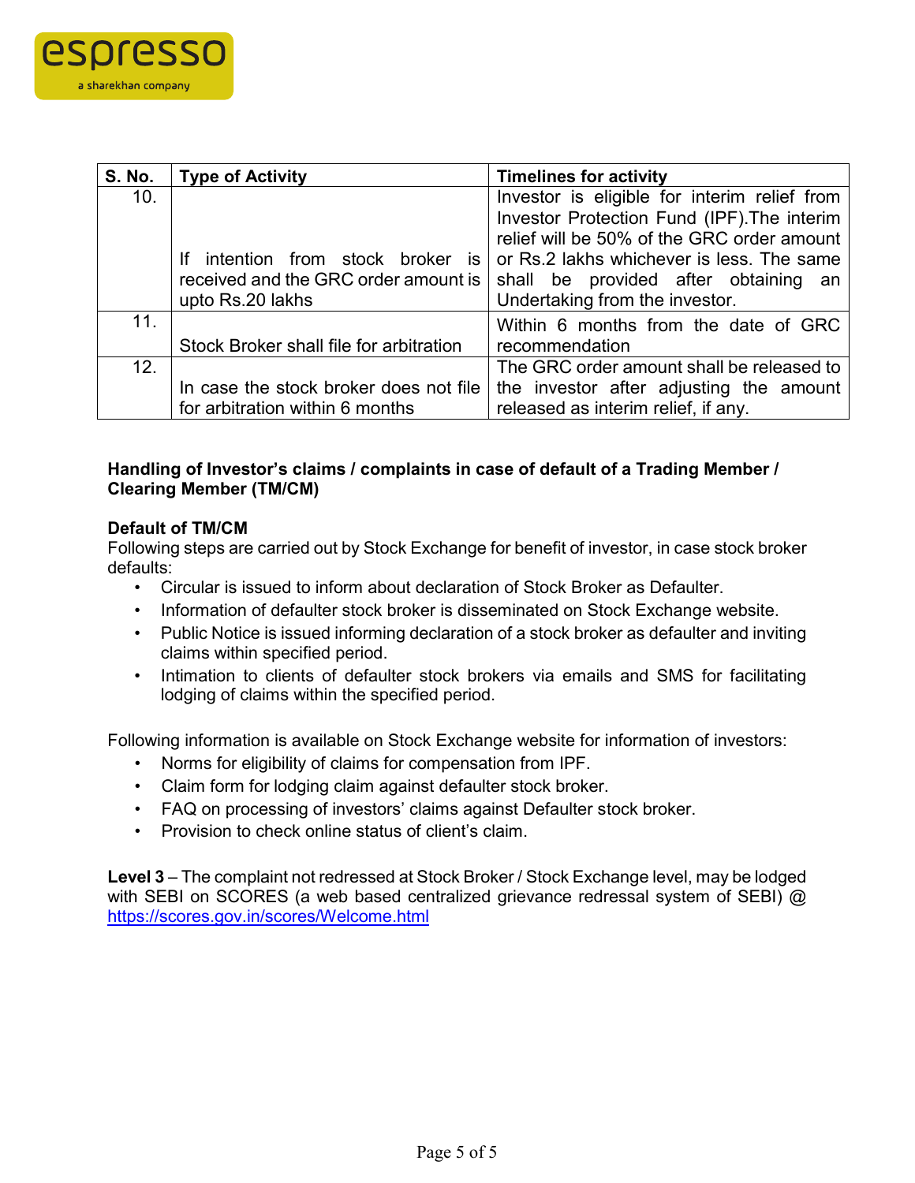| S. No. | Type of Activity | Timelines for activity |
| --- | --- | --- |
| 10. | If intention from stock broker is received and the GRC order amount is upto Rs.20 lakhs | Investor is eligible for interim relief from Investor Protection Fund (IPF).The interim relief will be 50% of the GRC order amount or Rs.2 lakhs whichever is less. The same shall be provided after obtaining an Undertaking from the investor. |
| 11. | Stock Broker shall file for arbitration | Within 6 months from the date of GRC recommendation |
| 12. | In case the stock broker does not file for arbitration within 6 months | The GRC order amount shall be released to the investor after adjusting the amount released as interim relief, if any. |

**Handling of Investor's claims / complaints in case of default of a Trading Member / Clearing Member (TM/CM)**

**Default of TM/CM**

Following steps are carried out by Stock Exchange for benefit of investor, in case stock broker defaults:

- Circular is issued to inform about declaration of Stock Broker as Defaulter.
- Information of defaulter stock broker is disseminated on Stock Exchange website.
- Public Notice is issued informing declaration of a stock broker as defaulter and inviting claims within specified period.
- Intimation to clients of defaulter stock brokers via emails and SMS for facilitating lodging of claims within the specified period.

Following information is available on Stock Exchange website for information of investors:

- Norms for eligibility of claims for compensation from IPF.
- Claim form for lodging claim against defaulter stock broker.
- FAQ on processing of investors' claims against Defaulter stock broker.
- Provision to check online status of client's claim.

**Level 3** – The complaint not redressed at Stock Broker / Stock Exchange level, may be lodged with SEBI on SCORES (a web based centralized grievance redressal system of SEBI) @ https://scores.gov.in/scores/Welcome.html